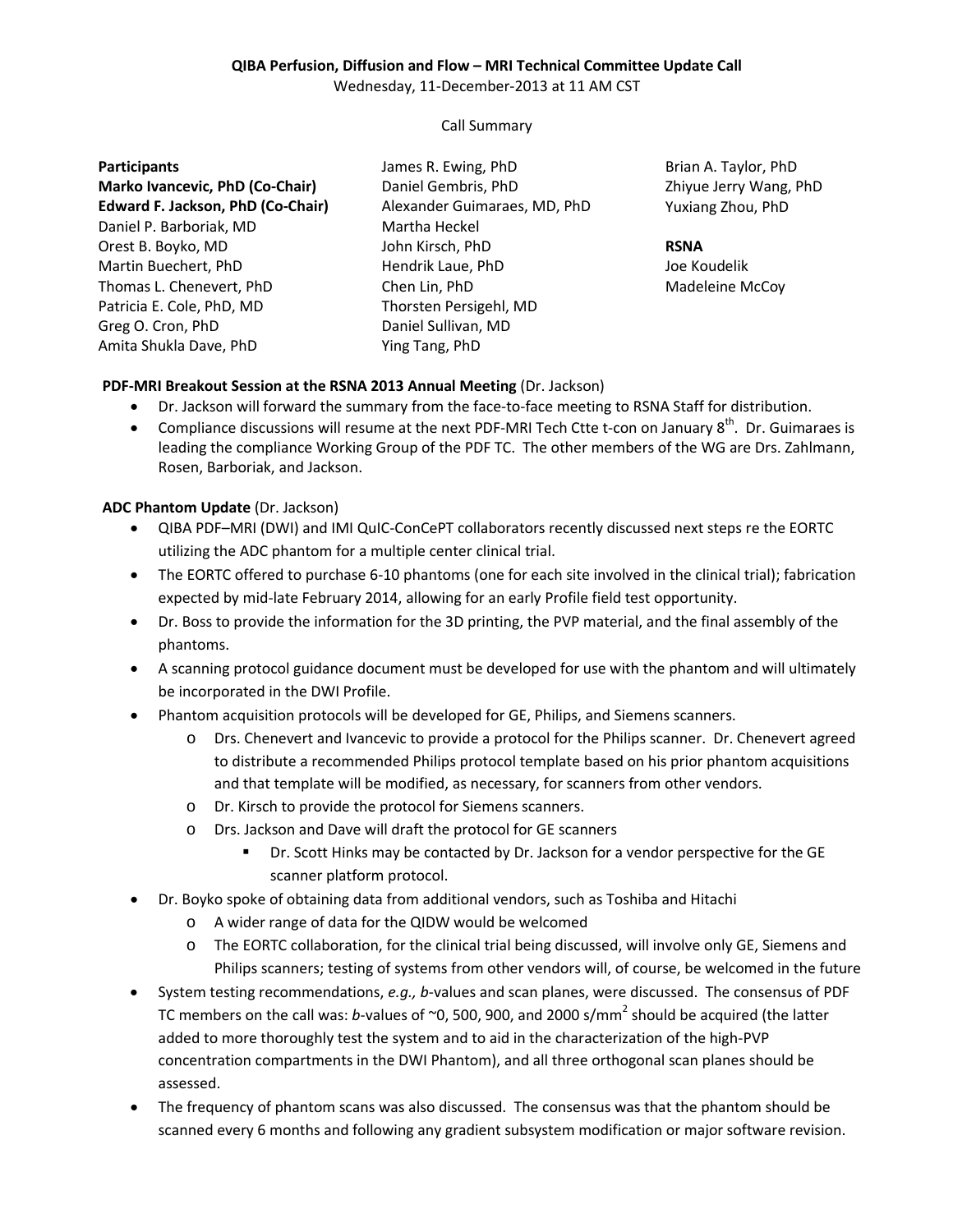**QIBA Perfusion, Diffusion and Flow – MRI Technical Committee Update Call**

Wednesday, 11-December-2013 at 11 AM CST

Call Summary

**Participants**

**Marko Ivancevic, PhD (Co-Chair)**
**Edward F. Jackson, PhD (Co-Chair)**
Daniel P. Barboriak, MD
Orest B. Boyko, MD
Martin Buechert, PhD
Thomas L. Chenevert, PhD
Patricia E. Cole, PhD, MD
Greg O. Cron, PhD
Amita Shukla Dave, PhD
James R. Ewing, PhD
Daniel Gembris, PhD
Alexander Guimaraes, MD, PhD
Martha Heckel
John Kirsch, PhD
Hendrik Laue, PhD
Chen Lin, PhD
Thorsten Persigehl, MD
Daniel Sullivan, MD
Ying Tang, PhD
Brian A. Taylor, PhD
Zhiyue Jerry Wang, PhD
Yuxiang Zhou, PhD

**RSNA**

Joe Koudelik
Madeleine McCoy

**PDF-MRI Breakout Session at the RSNA 2013 Annual Meeting** (Dr. Jackson)

- Dr. Jackson will forward the summary from the face-to-face meeting to RSNA Staff for distribution.
- Compliance discussions will resume at the next PDF-MRI Tech Ctte t-con on January 8th. Dr. Guimaraes is leading the compliance Working Group of the PDF TC. The other members of the WG are Drs. Zahlmann, Rosen, Barboriak, and Jackson.

**ADC Phantom Update** (Dr. Jackson)

- QIBA PDF–MRI (DWI) and IMI QuIC-ConCePT collaborators recently discussed next steps re the EORTC utilizing the ADC phantom for a multiple center clinical trial.
- The EORTC offered to purchase 6-10 phantoms (one for each site involved in the clinical trial); fabrication expected by mid-late February 2014, allowing for an early Profile field test opportunity.
- Dr. Boss to provide the information for the 3D printing, the PVP material, and the final assembly of the phantoms.
- A scanning protocol guidance document must be developed for use with the phantom and will ultimately be incorporated in the DWI Profile.
- Phantom acquisition protocols will be developed for GE, Philips, and Siemens scanners.
  - Drs. Chenevert and Ivancevic to provide a protocol for the Philips scanner. Dr. Chenevert agreed to distribute a recommended Philips protocol template based on his prior phantom acquisitions and that template will be modified, as necessary, for scanners from other vendors.
  - Dr. Kirsch to provide the protocol for Siemens scanners.
  - Drs. Jackson and Dave will draft the protocol for GE scanners
    - Dr. Scott Hinks may be contacted by Dr. Jackson for a vendor perspective for the GE scanner platform protocol.
- Dr. Boyko spoke of obtaining data from additional vendors, such as Toshiba and Hitachi
  - A wider range of data for the QIDW would be welcomed
  - The EORTC collaboration, for the clinical trial being discussed, will involve only GE, Siemens and Philips scanners; testing of systems from other vendors will, of course, be welcomed in the future
- System testing recommendations, *e.g., b*-values and scan planes, were discussed. The consensus of PDF TC members on the call was: *b*-values of ~0, 500, 900, and 2000 s/mm$^2$ should be acquired (the latter added to more thoroughly test the system and to aid in the characterization of the high-PVP concentration compartments in the DWI Phantom), and all three orthogonal scan planes should be assessed.
- The frequency of phantom scans was also discussed. The consensus was that the phantom should be scanned every 6 months and following any gradient subsystem modification or major software revision.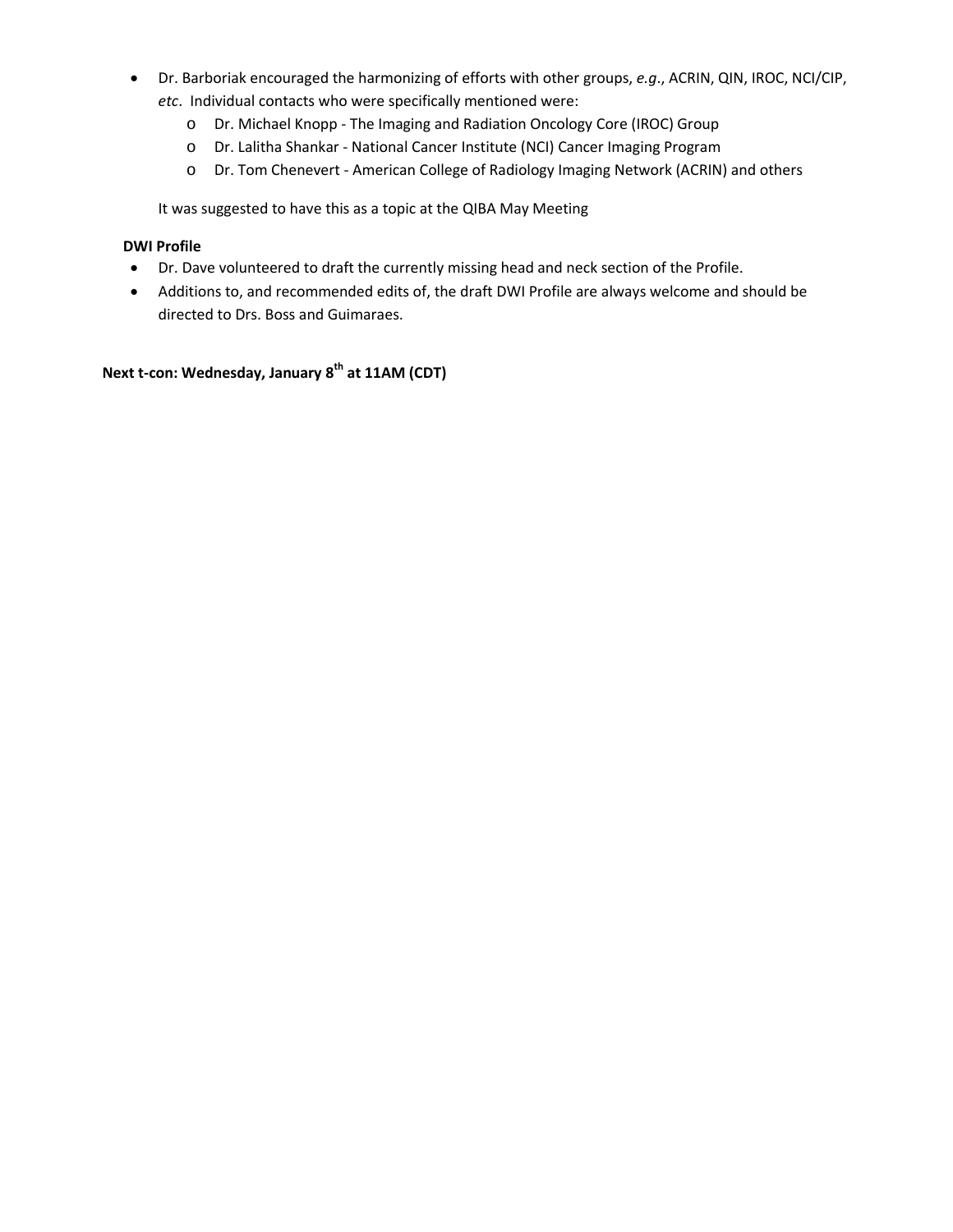- Dr. Barboriak encouraged the harmonizing of efforts with other groups, *e.g*., ACRIN, QIN, IROC, NCI/CIP, *etc*. Individual contacts who were specifically mentioned were:
  - Dr. Michael Knopp - The Imaging and Radiation Oncology Core (IROC) Group
  - Dr. Lalitha Shankar - National Cancer Institute (NCI) Cancer Imaging Program
  - Dr. Tom Chenevert - American College of Radiology Imaging Network (ACRIN) and others

  It was suggested to have this as a topic at the QIBA May Meeting

**DWI Profile**

- Dr. Dave volunteered to draft the currently missing head and neck section of the Profile.
- Additions to, and recommended edits of, the draft DWI Profile are always welcome and should be directed to Drs. Boss and Guimaraes.

**Next t-con: Wednesday, January 8th at 11AM (CDT)**